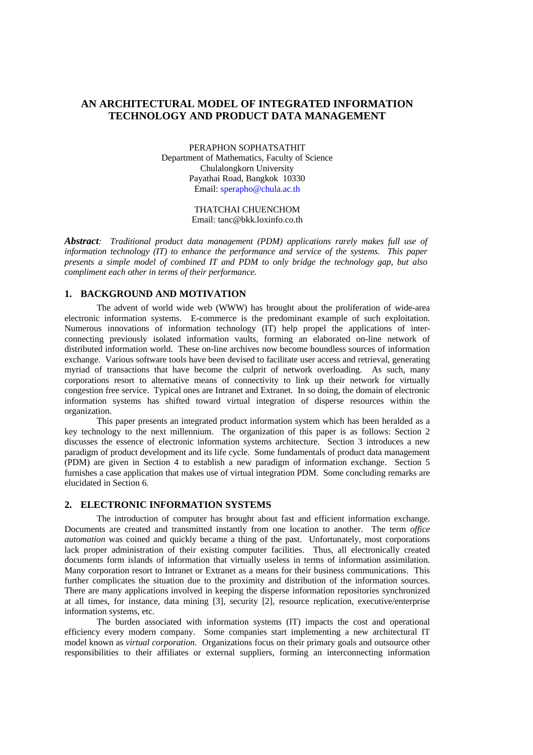# AN ARCHITECTURAL MODEL OF INTEGRATED INFORMATION TECHNOLOGY AND PRODUCT DATA MANAGEMENT

PERAPHON SOPHATSATHIT
Department of Mathematics, Faculty of Science
Chulalongkorn University
Payathai Road, Bangkok 10330
Email: sperapho@chula.ac.th

THATCHAI CHUENCHOM
Email: tanc@bkk.loxinfo.co.th

***Abstract**: Traditional product data management (PDM) applications rarely makes full use of information technology (IT) to enhance the performance and service of the systems. This paper presents a simple model of combined IT and PDM to only bridge the technology gap, but also compliment each other in terms of their performance.*

## 1. BACKGROUND AND MOTIVATION

The advent of world wide web (WWW) has brought about the proliferation of wide-area electronic information systems. E-commerce is the predominant example of such exploitation. Numerous innovations of information technology (IT) help propel the applications of inter-connecting previously isolated information vaults, forming an elaborated on-line network of distributed information world. These on-line archives now become boundless sources of information exchange. Various software tools have been devised to facilitate user access and retrieval, generating myriad of transactions that have become the culprit of network overloading. As such, many corporations resort to alternative means of connectivity to link up their network for virtually congestion free service. Typical ones are Intranet and Extranet. In so doing, the domain of electronic information systems has shifted toward virtual integration of disperse resources within the organization.

This paper presents an integrated product information system which has been heralded as a key technology to the next millennium. The organization of this paper is as follows: Section 2 discusses the essence of electronic information systems architecture. Section 3 introduces a new paradigm of product development and its life cycle. Some fundamentals of product data management (PDM) are given in Section 4 to establish a new paradigm of information exchange. Section 5 furnishes a case application that makes use of virtual integration PDM. Some concluding remarks are elucidated in Section 6.

## 2. ELECTRONIC INFORMATION SYSTEMS

The introduction of computer has brought about fast and efficient information exchange. Documents are created and transmitted instantly from one location to another. The term *office automation* was coined and quickly became a thing of the past. Unfortunately, most corporations lack proper administration of their existing computer facilities. Thus, all electronically created documents form islands of information that virtually useless in terms of information assimilation. Many corporation resort to Intranet or Extranet as a means for their business communications. This further complicates the situation due to the proximity and distribution of the information sources. There are many applications involved in keeping the disperse information repositories synchronized at all times, for instance, data mining [3], security [2], resource replication, executive/enterprise information systems, etc.

The burden associated with information systems (IT) impacts the cost and operational efficiency every modern company. Some companies start implementing a new architectural IT model known as *virtual corporation*. Organizations focus on their primary goals and outsource other responsibilities to their affiliates or external suppliers, forming an interconnecting information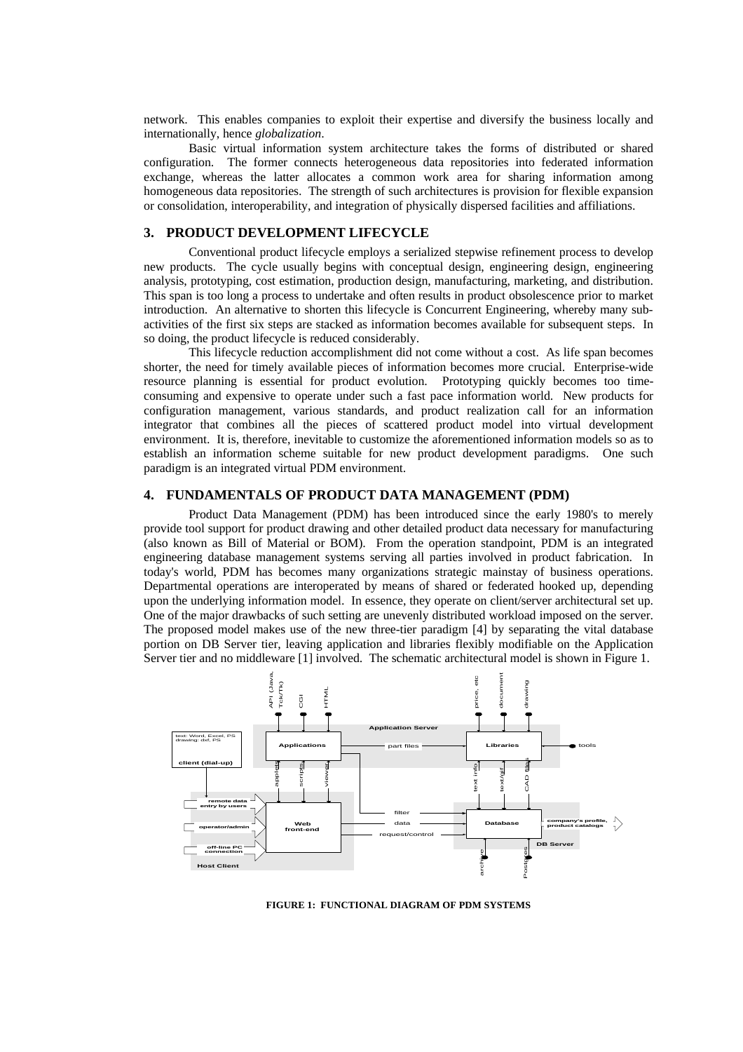network. This enables companies to exploit their expertise and diversify the business locally and internationally, hence *globalization*.

Basic virtual information system architecture takes the forms of distributed or shared configuration. The former connects heterogeneous data repositories into federated information exchange, whereas the latter allocates a common work area for sharing information among homogeneous data repositories. The strength of such architectures is provision for flexible expansion or consolidation, interoperability, and integration of physically dispersed facilities and affiliations.

## 3. PRODUCT DEVELOPMENT LIFECYCLE

Conventional product lifecycle employs a serialized stepwise refinement process to develop new products. The cycle usually begins with conceptual design, engineering design, engineering analysis, prototyping, cost estimation, production design, manufacturing, marketing, and distribution. This span is too long a process to undertake and often results in product obsolescence prior to market introduction. An alternative to shorten this lifecycle is Concurrent Engineering, whereby many sub-activities of the first six steps are stacked as information becomes available for subsequent steps. In so doing, the product lifecycle is reduced considerably.

This lifecycle reduction accomplishment did not come without a cost. As life span becomes shorter, the need for timely available pieces of information becomes more crucial. Enterprise-wide resource planning is essential for product evolution. Prototyping quickly becomes too time-consuming and expensive to operate under such a fast pace information world. New products for configuration management, various standards, and product realization call for an information integrator that combines all the pieces of scattered product model into virtual development environment. It is, therefore, inevitable to customize the aforementioned information models so as to establish an information scheme suitable for new product development paradigms. One such paradigm is an integrated virtual PDM environment.

## 4. FUNDAMENTALS OF PRODUCT DATA MANAGEMENT (PDM)

Product Data Management (PDM) has been introduced since the early 1980's to merely provide tool support for product drawing and other detailed product data necessary for manufacturing (also known as Bill of Material or BOM). From the operation standpoint, PDM is an integrated engineering database management systems serving all parties involved in product fabrication. In today's world, PDM has becomes many organizations strategic mainstay of business operations. Departmental operations are interoperated by means of shared or federated hooked up, depending upon the underlying information model. In essence, they operate on client/server architectural set up. One of the major drawbacks of such setting are unevenly distributed workload imposed on the server. The proposed model makes use of the new three-tier paradigm [4] by separating the vital database portion on DB Server tier, leaving application and libraries flexibly modifiable on the Application Server tier and no middleware [1] involved. The schematic architectural model is shown in Figure 1.

**FIGURE 1: FUNCTIONAL DIAGRAM OF PDM SYSTEMS**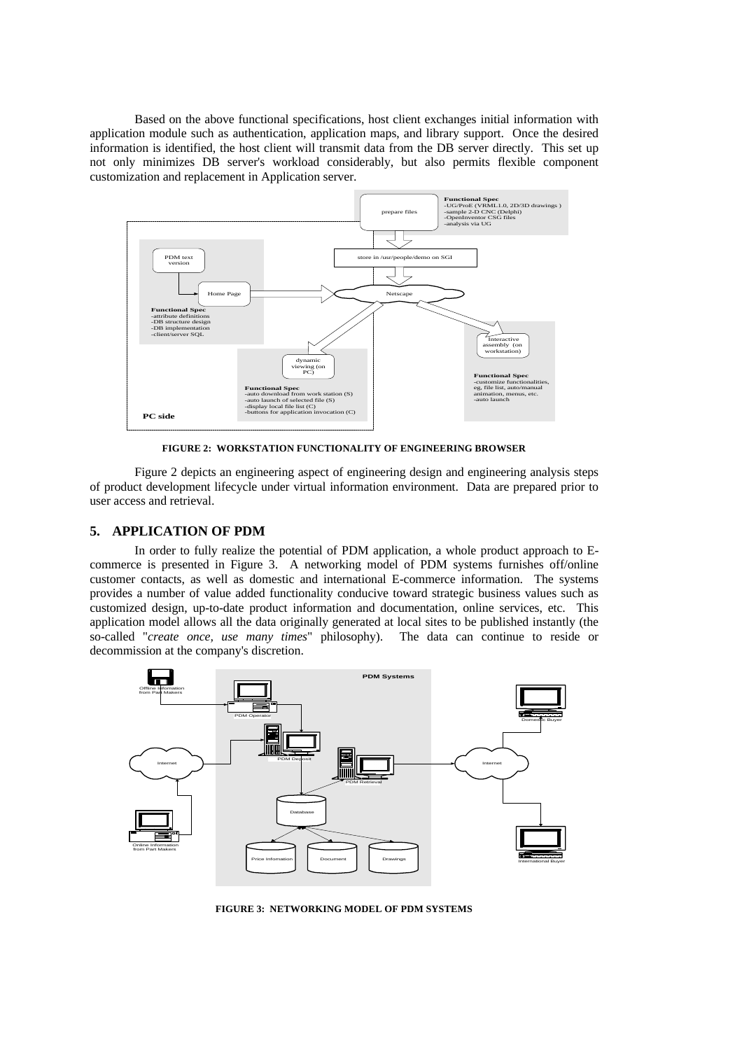Based on the above functional specifications, host client exchanges initial information with application module such as authentication, application maps, and library support. Once the desired information is identified, the host client will transmit data from the DB server directly. This set up not only minimizes DB server's workload considerably, but also permits flexible component customization and replacement in Application server.

**FIGURE 2: WORKSTATION FUNCTIONALITY OF ENGINEERING BROWSER**

Figure 2 depicts an engineering aspect of engineering design and engineering analysis steps of product development lifecycle under virtual information environment. Data are prepared prior to user access and retrieval.

## 5. APPLICATION OF PDM

In order to fully realize the potential of PDM application, a whole product approach to E-commerce is presented in Figure 3. A networking model of PDM systems furnishes off/online customer contacts, as well as domestic and international E-commerce information. The systems provides a number of value added functionality conducive toward strategic business values such as customized design, up-to-date product information and documentation, online services, etc. This application model allows all the data originally generated at local sites to be published instantly (the so-called "*create once, use many times*" philosophy). The data can continue to reside or decommission at the company's discretion.

**FIGURE 3: NETWORKING MODEL OF PDM SYSTEMS**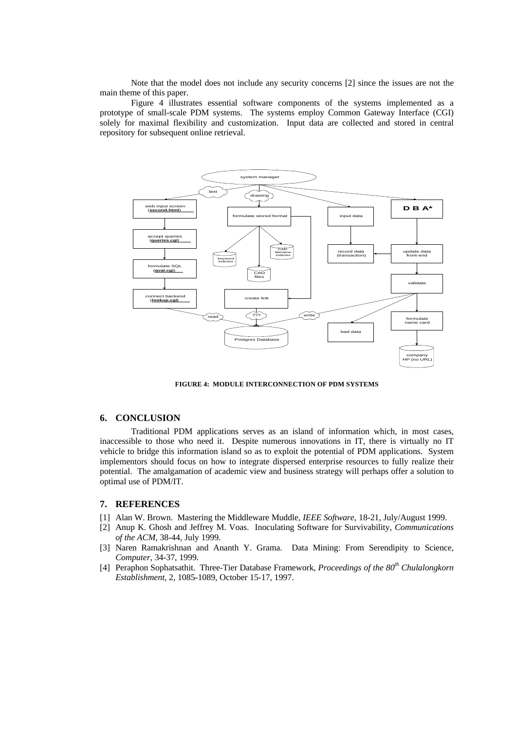Note that the model does not include any security concerns [2] since the issues are not the main theme of this paper.

Figure 4 illustrates essential software components of the systems implemented as a prototype of small-scale PDM systems. The systems employ Common Gateway Interface (CGI) solely for maximal flexibility and customization. Input data are collected and stored in central repository for subsequent online retrieval.

system manager
text
drawing
web input screen (second.html)
formulate stored format
input data
D B A*
accept queries (queries.cgi)
CAD filename indicies
keyword indicies
record data (transaction)
update data front-end
formulate SQL (qval.cgi)
CAD files
validate
connect backend (lookup.cgi)
create link
read
???
write
bad data
formulate name card
Postgres Database
company HP (no URL)

**FIGURE 4: MODULE INTERCONNECTION OF PDM SYSTEMS**

## 6. CONCLUSION

Traditional PDM applications serves as an island of information which, in most cases, inaccessible to those who need it. Despite numerous innovations in IT, there is virtually no IT vehicle to bridge this information island so as to exploit the potential of PDM applications. System implementors should focus on how to integrate dispersed enterprise resources to fully realize their potential. The amalgamation of academic view and business strategy will perhaps offer a solution to optimal use of PDM/IT.

## 7. REFERENCES

[1] Alan W. Brown. Mastering the Middleware Muddle, *IEEE Software*, 18-21, July/August 1999.

[2] Anup K. Ghosh and Jeffrey M. Voas. Inoculating Software for Survivability, *Communications of the ACM*, 38-44, July 1999.

[3] Naren Ramakrishnan and Ananth Y. Grama. Data Mining: From Serendipity to Science, *Computer*, 34-37, 1999.

[4] Peraphon Sophatsathit. Three-Tier Database Framework, *Proceedings of the 80th Chulalongkorn Establishment*, 2, 1085-1089, October 15-17, 1997.